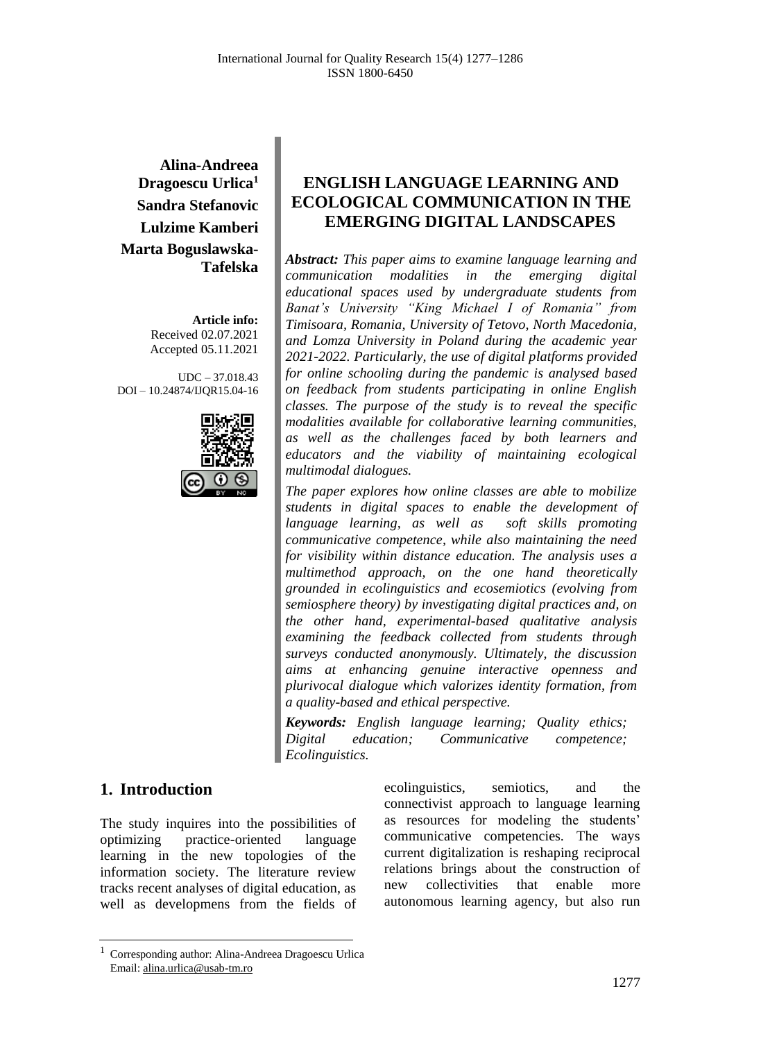**Alina-Andreea Dragoescu Urlica**[1]
**Sandra Stefanovic**
**Lulzime Kamberi**
**Marta Boguslawska-Tafelska**

**Article info:**
Received 02.07.2021
Accepted 05.11.2021

UDC – 37.018.43
DOI – 10.24874/IJQR15.04-16

# ENGLISH LANGUAGE LEARNING AND ECOLOGICAL COMMUNICATION IN THE EMERGING DIGITAL LANDSCAPES

***Abstract:*** *This paper aims to examine language learning and communication modalities in the emerging digital educational spaces used by undergraduate students from Banat's University "King Michael I of Romania" from Timisoara, Romania, University of Tetovo, North Macedonia, and Lomza University in Poland during the academic year 2021-2022. Particularly, the use of digital platforms provided for online schooling during the pandemic is analysed based on feedback from students participating in online English classes. The purpose of the study is to reveal the specific modalities available for collaborative learning communities, as well as the challenges faced by both learners and educators and the viability of maintaining ecological multimodal dialogues.*

*The paper explores how online classes are able to mobilize students in digital spaces to enable the development of language learning, as well as soft skills promoting communicative competence, while also maintaining the need for visibility within distance education. The analysis uses a multimethod approach, on the one hand theoretically grounded in ecolinguistics and ecosemiotics (evolving from semiosphere theory) by investigating digital practices and, on the other hand, experimental-based qualitative analysis examining the feedback collected from students through surveys conducted anonymously. Ultimately, the discussion aims at enhancing genuine interactive openness and plurivocal dialogue which valorizes identity formation, from a quality-based and ethical perspective.*

***Keywords:*** *English language learning; Quality ethics; Digital education; Communicative competence; Ecolinguistics.*

## 1. Introduction

The study inquires into the possibilities of optimizing practice-oriented language learning in the new topologies of the information society. The literature review tracks recent analyses of digital education, as well as developmens from the fields of ecolinguistics, semiotics, and the connectivist approach to language learning as resources for modeling the students' communicative competencies. The ways current digitalization is reshaping reciprocal relations brings about the construction of new collectivities that enable more autonomous learning agency, but also run

[1] Corresponding author: Alina-Andreea Dragoescu Urlica
Email: alina.urlica@usab-tm.ro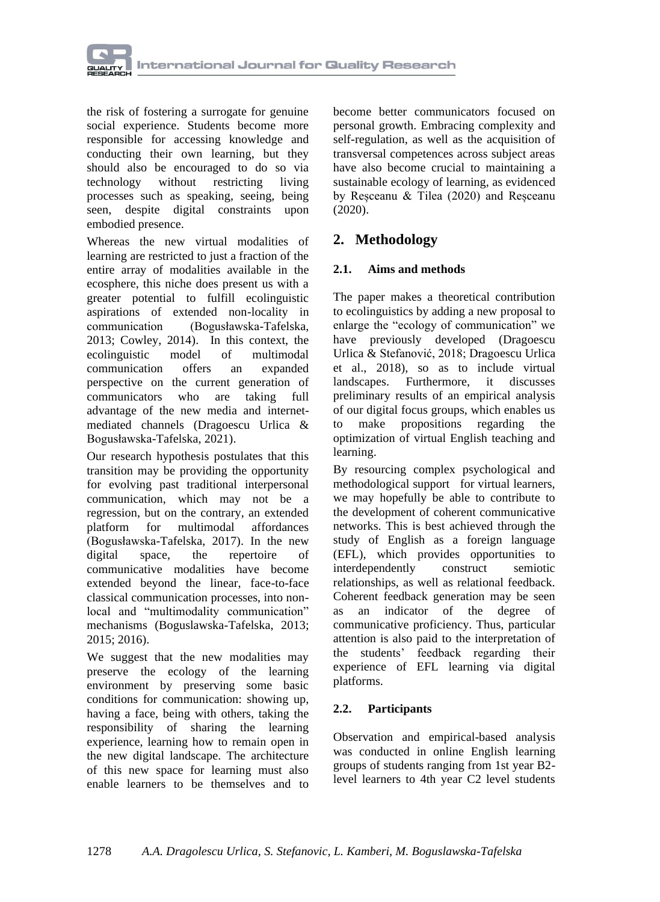the risk of fostering a surrogate for genuine social experience. Students become more responsible for accessing knowledge and conducting their own learning, but they should also be encouraged to do so via technology without restricting living processes such as speaking, seeing, being seen, despite digital constraints upon embodied presence.

Whereas the new virtual modalities of learning are restricted to just a fraction of the entire array of modalities available in the ecosphere, this niche does present us with a greater potential to fulfill ecolinguistic aspirations of extended non-locality in communication (Bogusławska-Tafelska, 2013; Cowley, 2014). In this context, the ecolinguistic model of multimodal communication offers an expanded perspective on the current generation of communicators who are taking full advantage of the new media and internet-mediated channels (Dragoescu Urlica & Bogusławska-Tafelska, 2021).

Our research hypothesis postulates that this transition may be providing the opportunity for evolving past traditional interpersonal communication, which may not be a regression, but on the contrary, an extended platform for multimodal affordances (Bogusławska-Tafelska, 2017). In the new digital space, the repertoire of communicative modalities have become extended beyond the linear, face-to-face classical communication processes, into non-local and "multimodality communication" mechanisms (Boguslawska-Tafelska, 2013; 2015; 2016).

We suggest that the new modalities may preserve the ecology of the learning environment by preserving some basic conditions for communication: showing up, having a face, being with others, taking the responsibility of sharing the learning experience, learning how to remain open in the new digital landscape. The architecture of this new space for learning must also enable learners to be themselves and to become better communicators focused on personal growth. Embracing complexity and self-regulation, as well as the acquisition of transversal competences across subject areas have also become crucial to maintaining a sustainable ecology of learning, as evidenced by Reșceanu & Tilea (2020) and Reșceanu (2020).

## 2. Methodology

### 2.1. Aims and methods

The paper makes a theoretical contribution to ecolinguistics by adding a new proposal to enlarge the "ecology of communication" we have previously developed (Dragoescu Urlica & Stefanović, 2018; Dragoescu Urlica et al., 2018), so as to include virtual landscapes. Furthermore, it discusses preliminary results of an empirical analysis of our digital focus groups, which enables us to make propositions regarding the optimization of virtual English teaching and learning.

By resourcing complex psychological and methodological support for virtual learners, we may hopefully be able to contribute to the development of coherent communicative networks. This is best achieved through the study of English as a foreign language (EFL), which provides opportunities to interdependently construct semiotic relationships, as well as relational feedback. Coherent feedback generation may be seen as an indicator of the degree of communicative proficiency. Thus, particular attention is also paid to the interpretation of the students' feedback regarding their experience of EFL learning via digital platforms.

### 2.2. Participants

Observation and empirical-based analysis was conducted in online English learning groups of students ranging from 1st year B2-level learners to 4th year C2 level students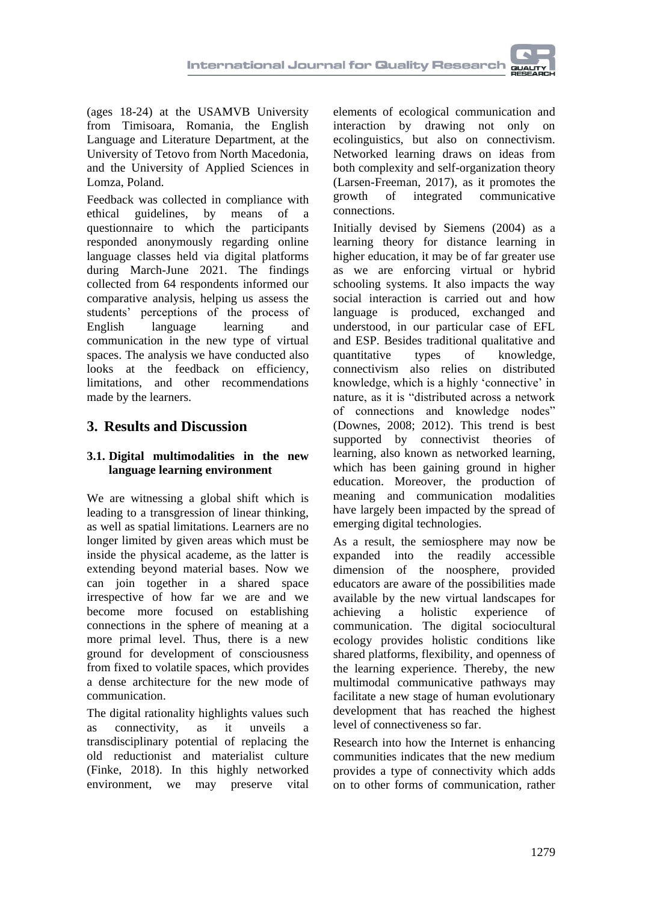(ages 18-24) at the USAMVB University from Timisoara, Romania, the English Language and Literature Department, at the University of Tetovo from North Macedonia, and the University of Applied Sciences in Lomza, Poland.

Feedback was collected in compliance with ethical guidelines, by means of a questionnaire to which the participants responded anonymously regarding online language classes held via digital platforms during March-June 2021. The findings collected from 64 respondents informed our comparative analysis, helping us assess the students' perceptions of the process of English language learning and communication in the new type of virtual spaces. The analysis we have conducted also looks at the feedback on efficiency, limitations, and other recommendations made by the learners.

## 3. Results and Discussion

### 3.1. Digital multimodalities in the new language learning environment

We are witnessing a global shift which is leading to a transgression of linear thinking, as well as spatial limitations. Learners are no longer limited by given areas which must be inside the physical academe, as the latter is extending beyond material bases. Now we can join together in a shared space irrespective of how far we are and we become more focused on establishing connections in the sphere of meaning at a more primal level. Thus, there is a new ground for development of consciousness from fixed to volatile spaces, which provides a dense architecture for the new mode of communication.

The digital rationality highlights values such as connectivity, as it unveils a transdisciplinary potential of replacing the old reductionist and materialist culture (Finke, 2018). In this highly networked environment, we may preserve vital elements of ecological communication and interaction by drawing not only on ecolinguistics, but also on connectivism. Networked learning draws on ideas from both complexity and self-organization theory (Larsen-Freeman, 2017), as it promotes the growth of integrated communicative connections.

Initially devised by Siemens (2004) as a learning theory for distance learning in higher education, it may be of far greater use as we are enforcing virtual or hybrid schooling systems. It also impacts the way social interaction is carried out and how language is produced, exchanged and understood, in our particular case of EFL and ESP. Besides traditional qualitative and quantitative types of knowledge, connectivism also relies on distributed knowledge, which is a highly 'connective' in nature, as it is "distributed across a network of connections and knowledge nodes" (Downes, 2008; 2012). This trend is best supported by connectivist theories of learning, also known as networked learning, which has been gaining ground in higher education. Moreover, the production of meaning and communication modalities have largely been impacted by the spread of emerging digital technologies.

As a result, the semiosphere may now be expanded into the readily accessible dimension of the noosphere, provided educators are aware of the possibilities made available by the new virtual landscapes for achieving a holistic experience of communication. The digital sociocultural ecology provides holistic conditions like shared platforms, flexibility, and openness of the learning experience. Thereby, the new multimodal communicative pathways may facilitate a new stage of human evolutionary development that has reached the highest level of connectiveness so far.

Research into how the Internet is enhancing communities indicates that the new medium provides a type of connectivity which adds on to other forms of communication, rather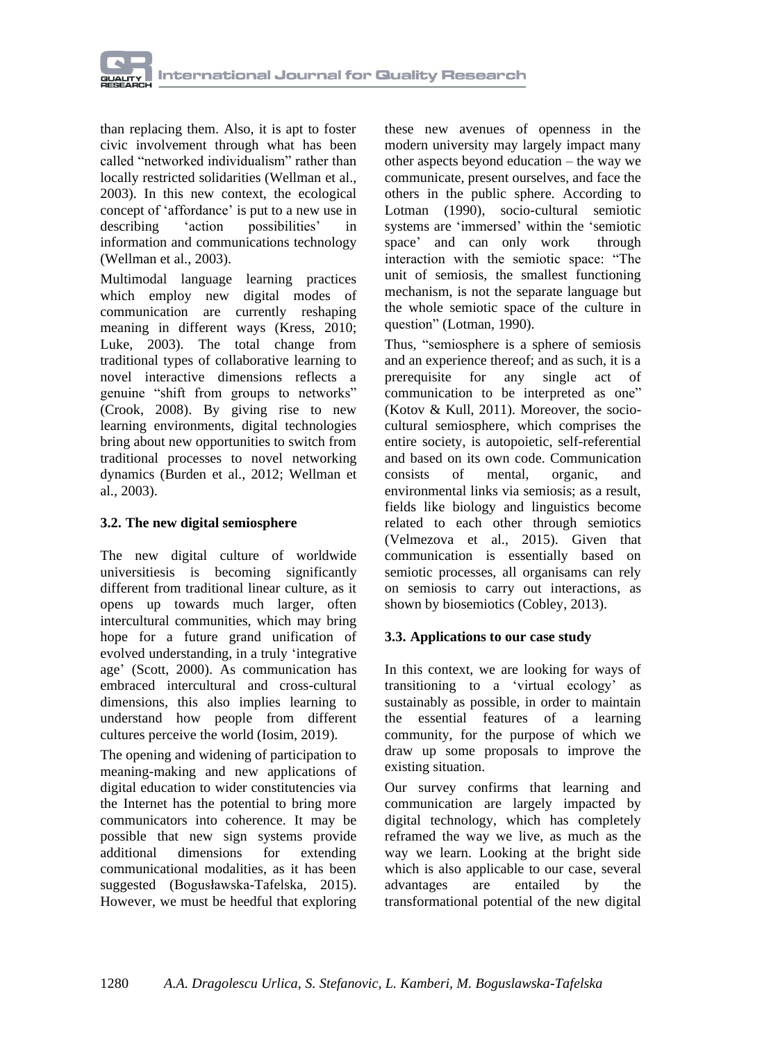than replacing them. Also, it is apt to foster civic involvement through what has been called "networked individualism" rather than locally restricted solidarities (Wellman et al., 2003). In this new context, the ecological concept of 'affordance' is put to a new use in describing 'action possibilities' in information and communications technology (Wellman et al., 2003).

Multimodal language learning practices which employ new digital modes of communication are currently reshaping meaning in different ways (Kress, 2010; Luke, 2003). The total change from traditional types of collaborative learning to novel interactive dimensions reflects a genuine "shift from groups to networks" (Crook, 2008). By giving rise to new learning environments, digital technologies bring about new opportunities to switch from traditional processes to novel networking dynamics (Burden et al., 2012; Wellman et al., 2003).

### 3.2. The new digital semiosphere

The new digital culture of worldwide universitiesis is becoming significantly different from traditional linear culture, as it opens up towards much larger, often intercultural communities, which may bring hope for a future grand unification of evolved understanding, in a truly 'integrative age' (Scott, 2000). As communication has embraced intercultural and cross-cultural dimensions, this also implies learning to understand how people from different cultures perceive the world (Iosim, 2019).

The opening and widening of participation to meaning-making and new applications of digital education to wider constitutencies via the Internet has the potential to bring more communicators into coherence. It may be possible that new sign systems provide additional dimensions for extending communicational modalities, as it has been suggested (Bogusławska-Tafelska, 2015). However, we must be heedful that exploring these new avenues of openness in the modern university may largely impact many other aspects beyond education – the way we communicate, present ourselves, and face the others in the public sphere. According to Lotman (1990), socio-cultural semiotic systems are 'immersed' within the 'semiotic space' and can only work through interaction with the semiotic space: "The unit of semiosis, the smallest functioning mechanism, is not the separate language but the whole semiotic space of the culture in question" (Lotman, 1990).

Thus, "semiosphere is a sphere of semiosis and an experience thereof; and as such, it is a prerequisite for any single act of communication to be interpreted as one" (Kotov & Kull, 2011). Moreover, the socio-cultural semiosphere, which comprises the entire society, is autopoietic, self-referential and based on its own code. Communication consists of mental, organic, and environmental links via semiosis; as a result, fields like biology and linguistics become related to each other through semiotics (Velmezova et al., 2015). Given that communication is essentially based on semiotic processes, all organisams can rely on semiosis to carry out interactions, as shown by biosemiotics (Cobley, 2013).

### 3.3. Applications to our case study

In this context, we are looking for ways of transitioning to a 'virtual ecology' as sustainably as possible, in order to maintain the essential features of a learning community, for the purpose of which we draw up some proposals to improve the existing situation.

Our survey confirms that learning and communication are largely impacted by digital technology, which has completely reframed the way we live, as much as the way we learn. Looking at the bright side which is also applicable to our case, several advantages are entailed by the transformational potential of the new digital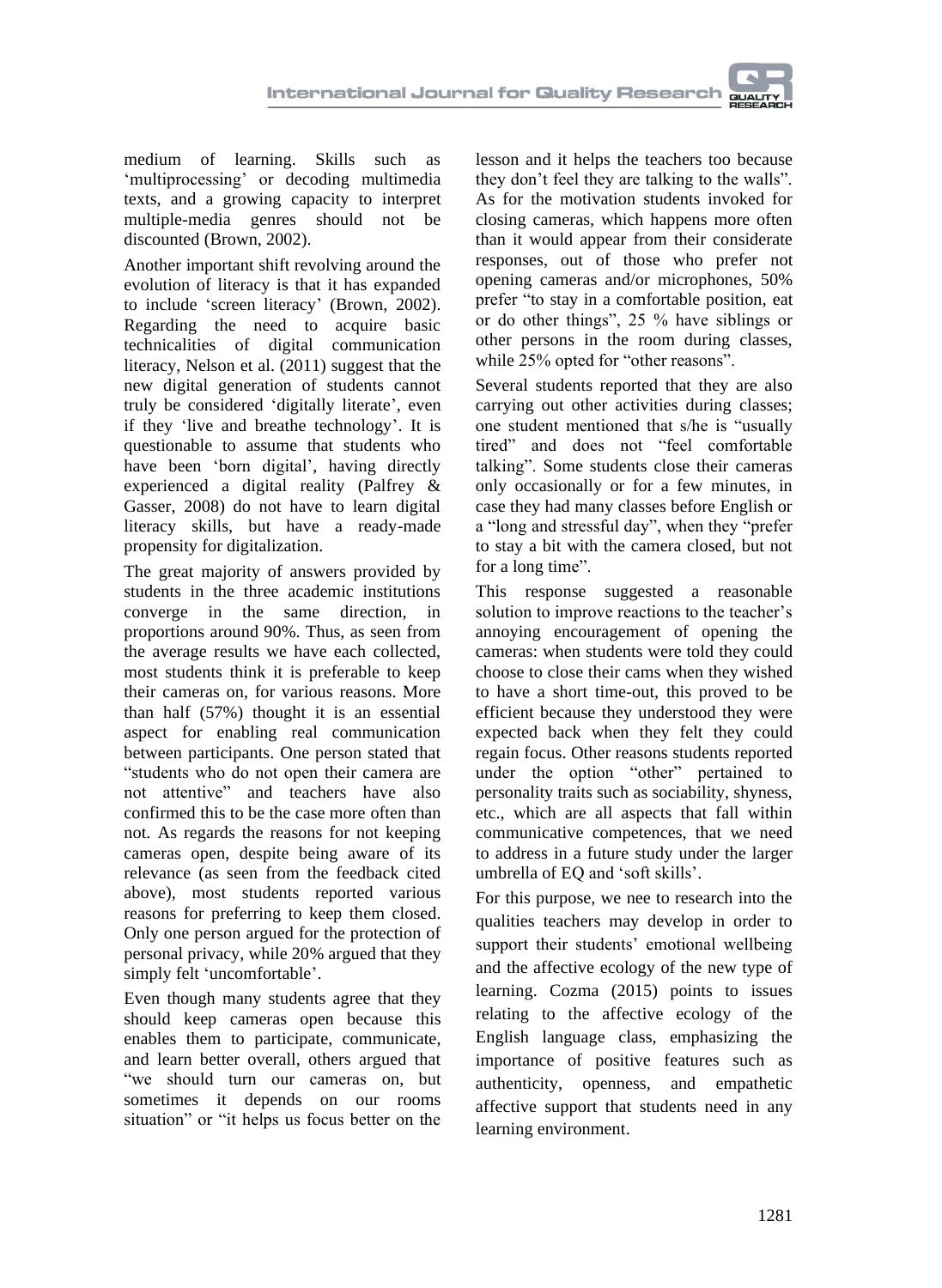medium of learning. Skills such as 'multiprocessing' or decoding multimedia texts, and a growing capacity to interpret multiple-media genres should not be discounted (Brown, 2002).

Another important shift revolving around the evolution of literacy is that it has expanded to include 'screen literacy' (Brown, 2002). Regarding the need to acquire basic technicalities of digital communication literacy, Nelson et al. (2011) suggest that the new digital generation of students cannot truly be considered 'digitally literate', even if they 'live and breathe technology'. It is questionable to assume that students who have been 'born digital', having directly experienced a digital reality (Palfrey & Gasser, 2008) do not have to learn digital literacy skills, but have a ready-made propensity for digitalization.

The great majority of answers provided by students in the three academic institutions converge in the same direction, in proportions around 90%. Thus, as seen from the average results we have each collected, most students think it is preferable to keep their cameras on, for various reasons. More than half (57%) thought it is an essential aspect for enabling real communication between participants. One person stated that "students who do not open their camera are not attentive" and teachers have also confirmed this to be the case more often than not. As regards the reasons for not keeping cameras open, despite being aware of its relevance (as seen from the feedback cited above), most students reported various reasons for preferring to keep them closed. Only one person argued for the protection of personal privacy, while 20% argued that they simply felt 'uncomfortable'.

Even though many students agree that they should keep cameras open because this enables them to participate, communicate, and learn better overall, others argued that "we should turn our cameras on, but sometimes it depends on our rooms situation" or "it helps us focus better on the lesson and it helps the teachers too because they don't feel they are talking to the walls". As for the motivation students invoked for closing cameras, which happens more often than it would appear from their considerate responses, out of those who prefer not opening cameras and/or microphones, 50% prefer "to stay in a comfortable position, eat or do other things", 25 % have siblings or other persons in the room during classes, while 25% opted for "other reasons".

Several students reported that they are also carrying out other activities during classes; one student mentioned that s/he is "usually tired" and does not "feel comfortable talking". Some students close their cameras only occasionally or for a few minutes, in case they had many classes before English or a "long and stressful day", when they "prefer to stay a bit with the camera closed, but not for a long time".

This response suggested a reasonable solution to improve reactions to the teacher's annoying encouragement of opening the cameras: when students were told they could choose to close their cams when they wished to have a short time-out, this proved to be efficient because they understood they were expected back when they felt they could regain focus. Other reasons students reported under the option "other" pertained to personality traits such as sociability, shyness, etc., which are all aspects that fall within communicative competences, that we need to address in a future study under the larger umbrella of EQ and 'soft skills'.

For this purpose, we nee to research into the qualities teachers may develop in order to support their students' emotional wellbeing and the affective ecology of the new type of learning. Cozma (2015) points to issues relating to the affective ecology of the English language class, emphasizing the importance of positive features such as authenticity, openness, and empathetic affective support that students need in any learning environment.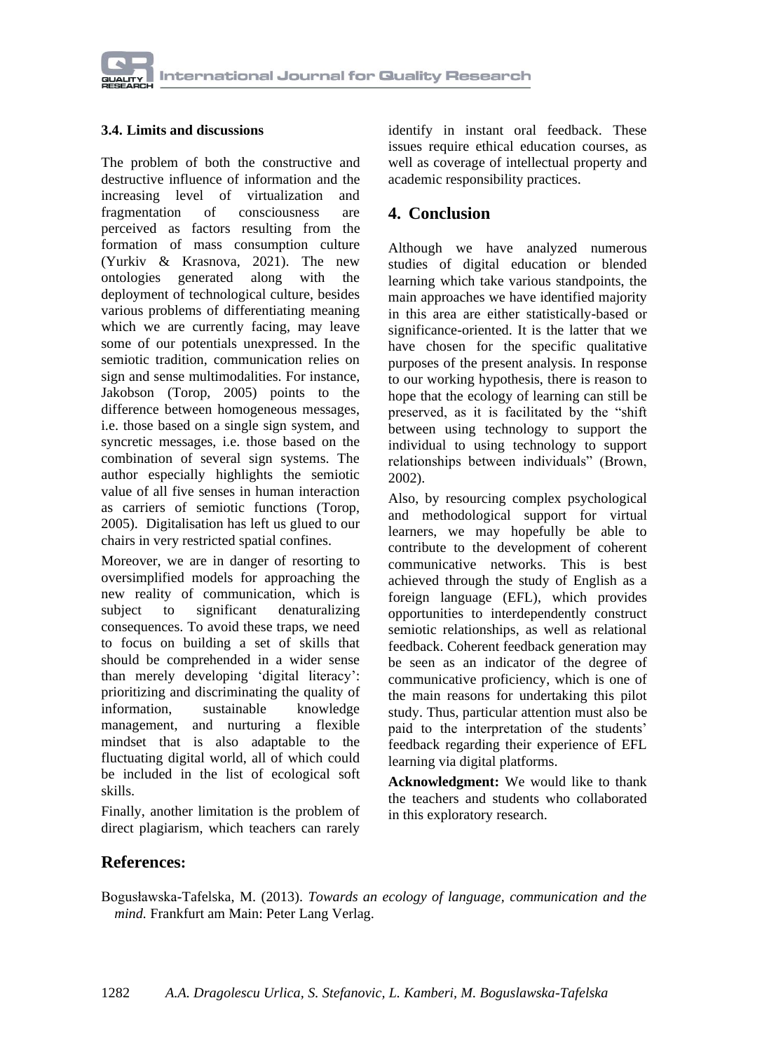### 3.4. Limits and discussions

The problem of both the constructive and destructive influence of information and the increasing level of virtualization and fragmentation of consciousness are perceived as factors resulting from the formation of mass consumption culture (Yurkiv & Krasnova, 2021). The new ontologies generated along with the deployment of technological culture, besides various problems of differentiating meaning which we are currently facing, may leave some of our potentials unexpressed. In the semiotic tradition, communication relies on sign and sense multimodalities. For instance, Jakobson (Torop, 2005) points to the difference between homogeneous messages, i.e. those based on a single sign system, and syncretic messages, i.e. those based on the combination of several sign systems. The author especially highlights the semiotic value of all five senses in human interaction as carriers of semiotic functions (Torop, 2005). Digitalisation has left us glued to our chairs in very restricted spatial confines.

Moreover, we are in danger of resorting to oversimplified models for approaching the new reality of communication, which is subject to significant denaturalizing consequences. To avoid these traps, we need to focus on building a set of skills that should be comprehended in a wider sense than merely developing 'digital literacy': prioritizing and discriminating the quality of information, sustainable knowledge management, and nurturing a flexible mindset that is also adaptable to the fluctuating digital world, all of which could be included in the list of ecological soft skills.

Finally, another limitation is the problem of direct plagiarism, which teachers can rarely identify in instant oral feedback. These issues require ethical education courses, as well as coverage of intellectual property and academic responsibility practices.

## 4. Conclusion

Although we have analyzed numerous studies of digital education or blended learning which take various standpoints, the main approaches we have identified majority in this area are either statistically-based or significance-oriented. It is the latter that we have chosen for the specific qualitative purposes of the present analysis. In response to our working hypothesis, there is reason to hope that the ecology of learning can still be preserved, as it is facilitated by the "shift between using technology to support the individual to using technology to support relationships between individuals" (Brown, 2002).

Also, by resourcing complex psychological and methodological support for virtual learners, we may hopefully be able to contribute to the development of coherent communicative networks. This is best achieved through the study of English as a foreign language (EFL), which provides opportunities to interdependently construct semiotic relationships, as well as relational feedback. Coherent feedback generation may be seen as an indicator of the degree of communicative proficiency, which is one of the main reasons for undertaking this pilot study. Thus, particular attention must also be paid to the interpretation of the students' feedback regarding their experience of EFL learning via digital platforms.

**Acknowledgment:** We would like to thank the teachers and students who collaborated in this exploratory research.

## References:

Bogusławska-Tafelska, M. (2013). *Towards an ecology of language, communication and the mind.* Frankfurt am Main: Peter Lang Verlag.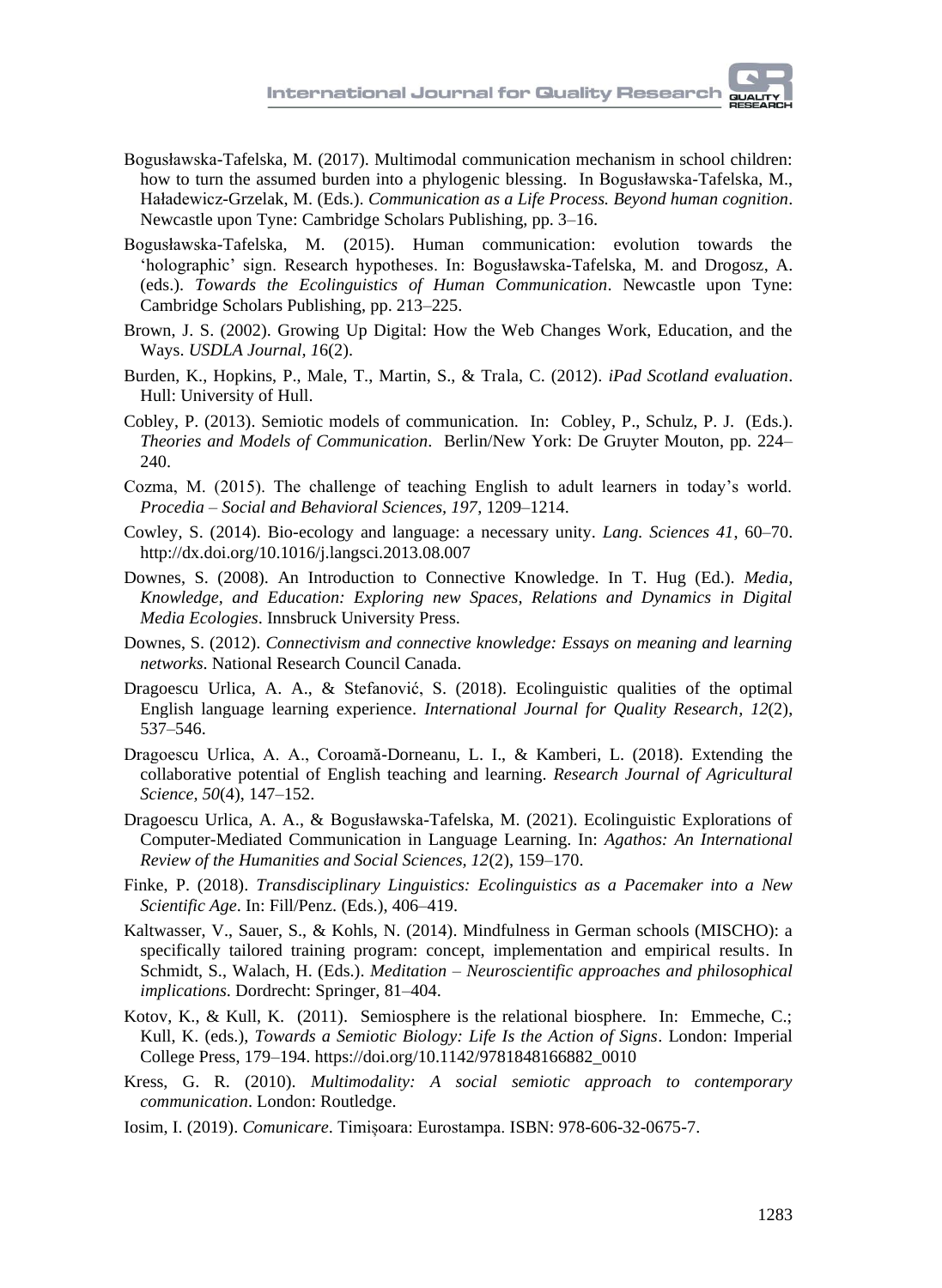Bogusławska-Tafelska, M. (2017). Multimodal communication mechanism in school children: how to turn the assumed burden into a phylogenic blessing. In Bogusławska-Tafelska, M., Haładewicz-Grzelak, M. (Eds.). *Communication as a Life Process. Beyond human cognition*. Newcastle upon Tyne: Cambridge Scholars Publishing, pp. 3–16.

Bogusławska-Tafelska, M. (2015). Human communication: evolution towards the 'holographic' sign. Research hypotheses. In: Bogusławska-Tafelska, M. and Drogosz, A. (eds.). *Towards the Ecolinguistics of Human Communication*. Newcastle upon Tyne: Cambridge Scholars Publishing, pp. 213–225.

Brown, J. S. (2002). Growing Up Digital: How the Web Changes Work, Education, and the Ways. *USDLA Journal, 1*6(2).

Burden, K., Hopkins, P., Male, T., Martin, S., & Trala, C. (2012). *iPad Scotland evaluation*. Hull: University of Hull.

Cobley, P. (2013). Semiotic models of communication. In: Cobley, P., Schulz, P. J. (Eds.). *Theories and Models of Communication*. Berlin/New York: De Gruyter Mouton, pp. 224–240.

Cozma, M. (2015). The challenge of teaching English to adult learners in today's world. *Procedia – Social and Behavioral Sciences, 197*, 1209–1214.

Cowley, S. (2014). Bio-ecology and language: a necessary unity. *Lang. Sciences 41*, 60–70. http://dx.doi.org/10.1016/j.langsci.2013.08.007

Downes, S. (2008). An Introduction to Connective Knowledge. In T. Hug (Ed.). *Media, Knowledge, and Education: Exploring new Spaces, Relations and Dynamics in Digital Media Ecologies*. Innsbruck University Press.

Downes, S. (2012). *Connectivism and connective knowledge: Essays on meaning and learning networks*. National Research Council Canada.

Dragoescu Urlica, A. A., & Stefanović, S. (2018). Ecolinguistic qualities of the optimal English language learning experience. *International Journal for Quality Research, 12*(2), 537–546.

Dragoescu Urlica, A. A., Coroamă-Dorneanu, L. I., & Kamberi, L. (2018). Extending the collaborative potential of English teaching and learning. *Research Journal of Agricultural Science, 50*(4), 147–152.

Dragoescu Urlica, A. A., & Bogusławska-Tafelska, M. (2021). Ecolinguistic Explorations of Computer-Mediated Communication in Language Learning. In: *Agathos: An International Review of the Humanities and Social Sciences, 12*(2), 159–170.

Finke, P. (2018). *Transdisciplinary Linguistics: Ecolinguistics as a Pacemaker into a New Scientific Age*. In: Fill/Penz. (Eds.), 406–419.

Kaltwasser, V., Sauer, S., & Kohls, N. (2014). Mindfulness in German schools (MISCHO): a specifically tailored training program: concept, implementation and empirical results. In Schmidt, S., Walach, H. (Eds.). *Meditation – Neuroscientific approaches and philosophical implications*. Dordrecht: Springer, 81–404.

Kotov, K., & Kull, K. (2011). Semiosphere is the relational biosphere. In: Emmeche, C.; Kull, K. (eds.), *Towards a Semiotic Biology: Life Is the Action of Signs*. London: Imperial College Press, 179–194. https://doi.org/10.1142/9781848166882_0010

Kress, G. R. (2010). *Multimodality: A social semiotic approach to contemporary communication*. London: Routledge.

Iosim, I. (2019). *Comunicare*. Timișoara: Eurostampa. ISBN: 978-606-32-0675-7.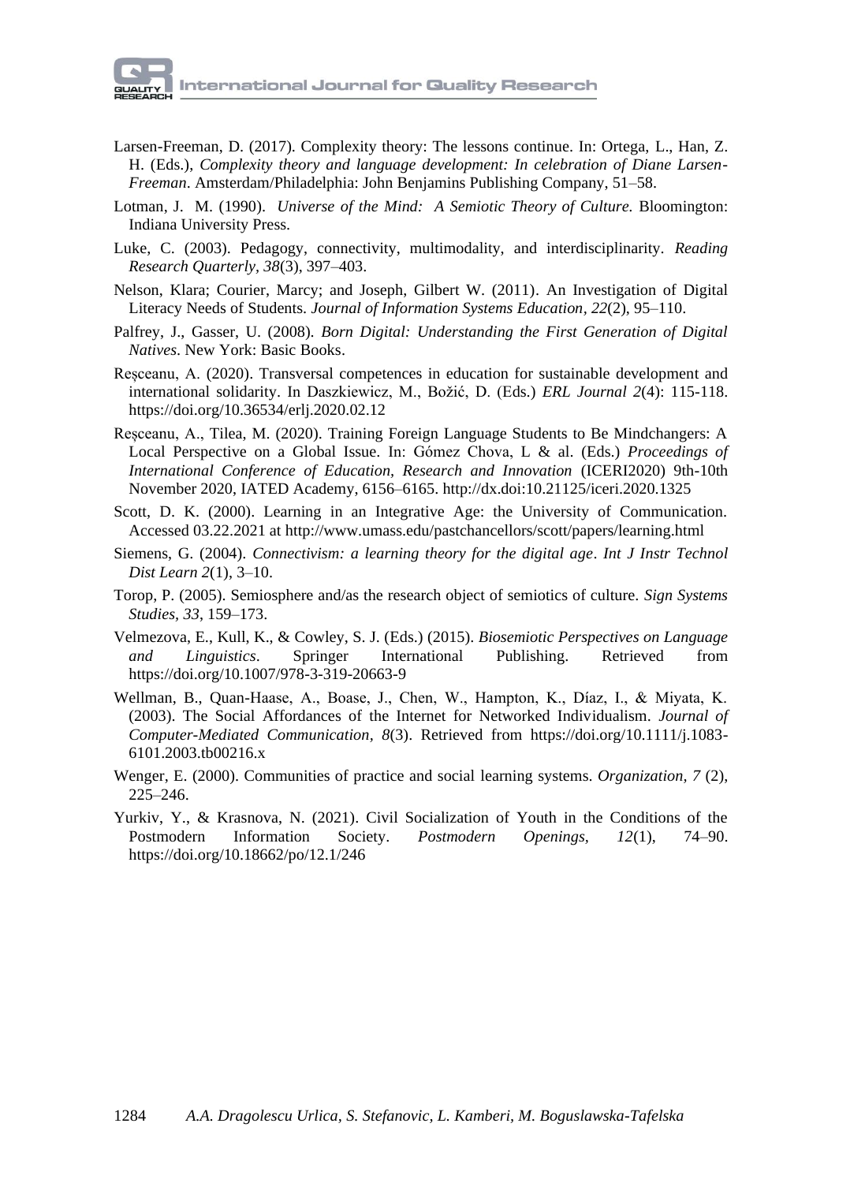Larsen-Freeman, D. (2017). Complexity theory: The lessons continue. In: Ortega, L., Han, Z. H. (Eds.), *Complexity theory and language development: In celebration of Diane Larsen-Freeman*. Amsterdam/Philadelphia: John Benjamins Publishing Company, 51–58.

Lotman, J. M. (1990). *Universe of the Mind: A Semiotic Theory of Culture.* Bloomington: Indiana University Press.

Luke, C. (2003). Pedagogy, connectivity, multimodality, and interdisciplinarity. *Reading Research Quarterly, 38*(3), 397–403.

Nelson, Klara; Courier, Marcy; and Joseph, Gilbert W. (2011). An Investigation of Digital Literacy Needs of Students. *Journal of Information Systems Education, 22*(2), 95–110.

Palfrey, J., Gasser, U. (2008). *Born Digital: Understanding the First Generation of Digital Natives*. New York: Basic Books.

Reșceanu, A. (2020). Transversal competences in education for sustainable development and international solidarity. In Daszkiewicz, M., Božić, D. (Eds.) *ERL Journal 2*(4): 115-118. https://doi.org/10.36534/erlj.2020.02.12

Reșceanu, A., Tilea, M. (2020). Training Foreign Language Students to Be Mindchangers: A Local Perspective on a Global Issue. In: Gómez Chova, L & al. (Eds.) *Proceedings of International Conference of Education, Research and Innovation* (ICERI2020) 9th-10th November 2020, IATED Academy, 6156–6165. http://dx.doi:10.21125/iceri.2020.1325

Scott, D. K. (2000). Learning in an Integrative Age: the University of Communication. Accessed 03.22.2021 at http://www.umass.edu/pastchancellors/scott/papers/learning.html

Siemens, G. (2004). *Connectivism: a learning theory for the digital age*. *Int J Instr Technol Dist Learn 2*(1), 3–10.

Torop, P. (2005). Semiosphere and/as the research object of semiotics of culture. *Sign Systems Studies, 33*, 159–173.

Velmezova, E., Kull, K., & Cowley, S. J. (Eds.) (2015). *Biosemiotic Perspectives on Language and Linguistics*. Springer International Publishing. Retrieved from https://doi.org/10.1007/978-3-319-20663-9

Wellman, B., Quan-Haase, A., Boase, J., Chen, W., Hampton, K., Díaz, I., & Miyata, K. (2003). The Social Affordances of the Internet for Networked Individualism. *Journal of Computer-Mediated Communication, 8*(3). Retrieved from https://doi.org/10.1111/j.1083-6101.2003.tb00216.x

Wenger, E. (2000). Communities of practice and social learning systems. *Organization, 7* (2), 225–246.

Yurkiv, Y., & Krasnova, N. (2021). Civil Socialization of Youth in the Conditions of the Postmodern Information Society. *Postmodern Openings, 12*(1), 74–90. https://doi.org/10.18662/po/12.1/246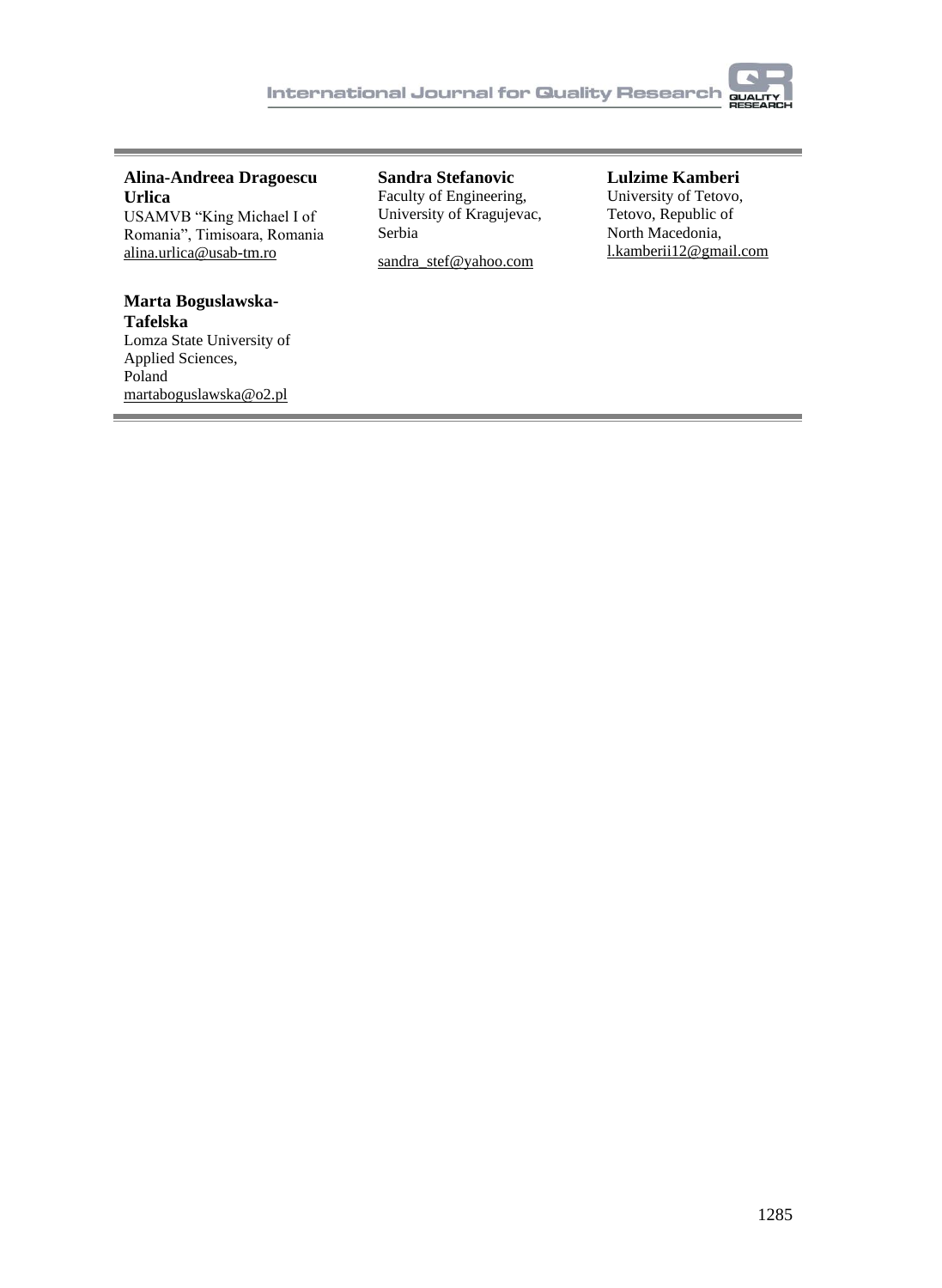**Alina-Andreea Dragoescu Urlica**
USAMVB "King Michael I of Romania", Timisoara, Romania
alina.urlica@usab-tm.ro

**Sandra Stefanovic**
Faculty of Engineering, University of Kragujevac, Serbia
sandra_stef@yahoo.com

**Lulzime Kamberi**
University of Tetovo, Tetovo, Republic of North Macedonia,
l.kamberii12@gmail.com

**Marta Boguslawska-Tafelska**
Lomza State University of Applied Sciences, Poland
martaboguslawska@o2.pl